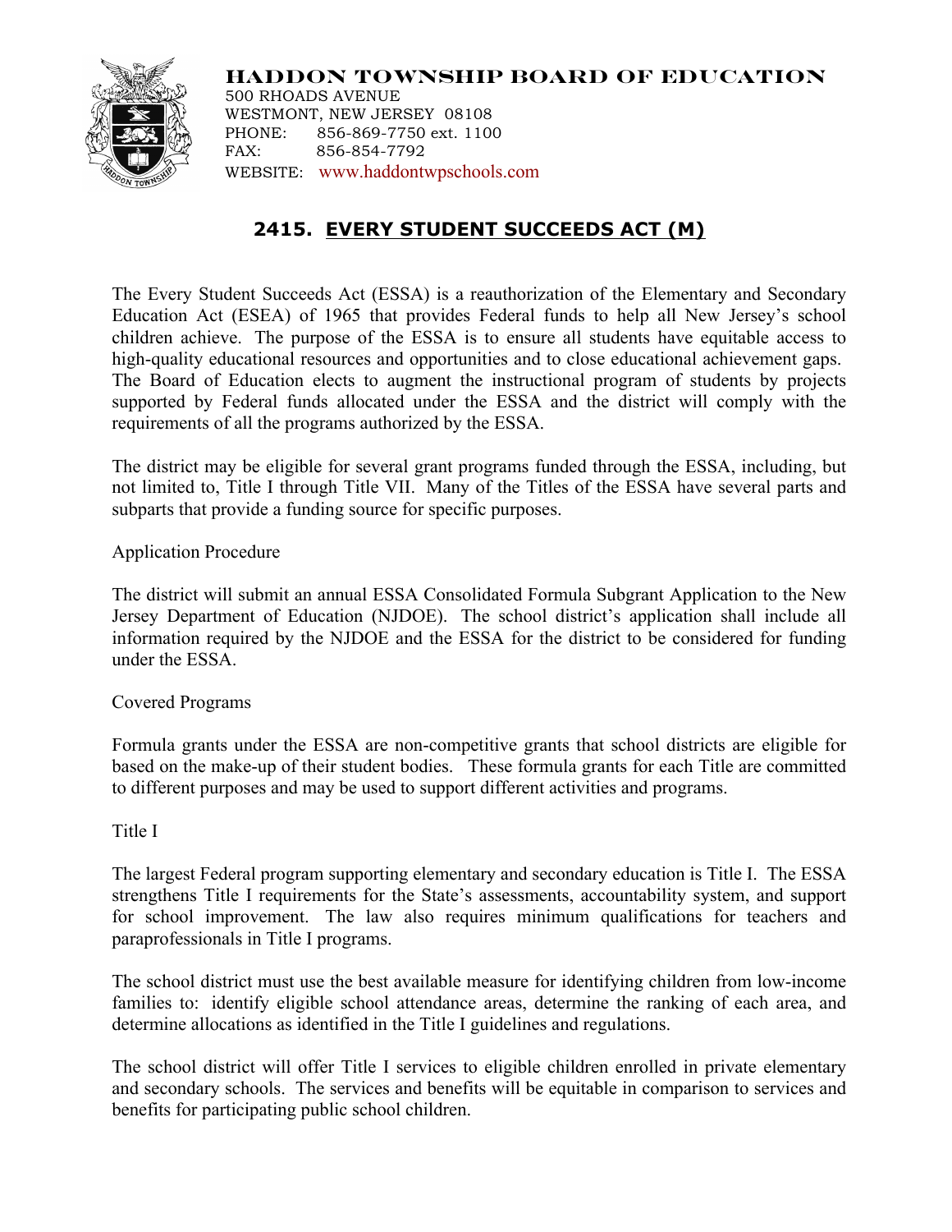**HADDON TOWNSHIP BOARD OF EDUCATION**
500 RHOADS AVENUE
WESTMONT, NEW JERSEY 08108
PHONE: 856-869-7750 ext. 1100
FAX: 856-854-7792
WEBSITE: www.haddontwpschools.com

# 2415. EVERY STUDENT SUCCEEDS ACT (M)

The Every Student Succeeds Act (ESSA) is a reauthorization of the Elementary and Secondary Education Act (ESEA) of 1965 that provides Federal funds to help all New Jersey's school children achieve. The purpose of the ESSA is to ensure all students have equitable access to high-quality educational resources and opportunities and to close educational achievement gaps. The Board of Education elects to augment the instructional program of students by projects supported by Federal funds allocated under the ESSA and the district will comply with the requirements of all the programs authorized by the ESSA.

The district may be eligible for several grant programs funded through the ESSA, including, but not limited to, Title I through Title VII. Many of the Titles of the ESSA have several parts and subparts that provide a funding source for specific purposes.

Application Procedure

The district will submit an annual ESSA Consolidated Formula Subgrant Application to the New Jersey Department of Education (NJDOE). The school district's application shall include all information required by the NJDOE and the ESSA for the district to be considered for funding under the ESSA.

Covered Programs

Formula grants under the ESSA are non-competitive grants that school districts are eligible for based on the make-up of their student bodies. These formula grants for each Title are committed to different purposes and may be used to support different activities and programs.

Title I

The largest Federal program supporting elementary and secondary education is Title I. The ESSA strengthens Title I requirements for the State's assessments, accountability system, and support for school improvement. The law also requires minimum qualifications for teachers and paraprofessionals in Title I programs.

The school district must use the best available measure for identifying children from low-income families to: identify eligible school attendance areas, determine the ranking of each area, and determine allocations as identified in the Title I guidelines and regulations.

The school district will offer Title I services to eligible children enrolled in private elementary and secondary schools. The services and benefits will be equitable in comparison to services and benefits for participating public school children.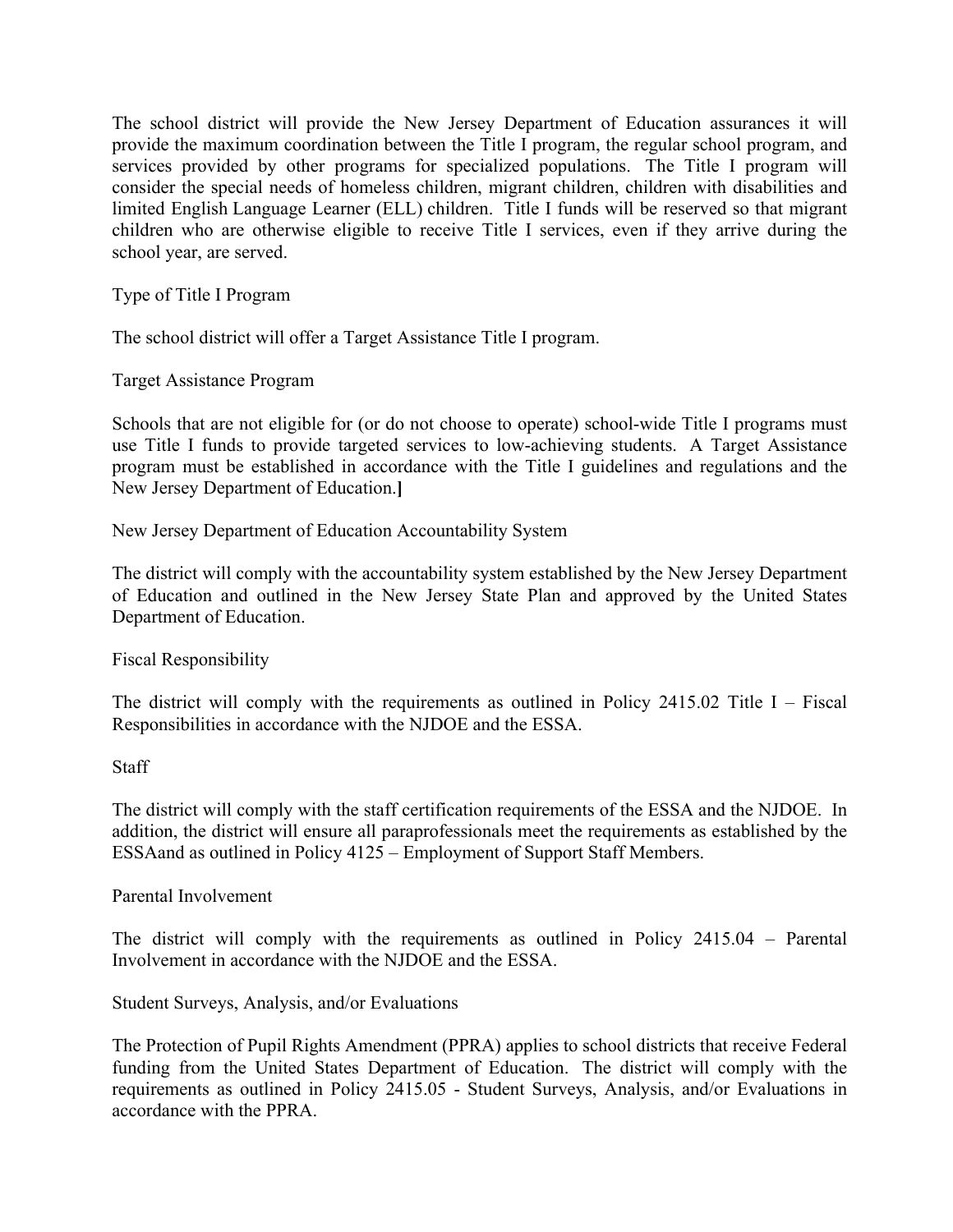The school district will provide the New Jersey Department of Education assurances it will provide the maximum coordination between the Title I program, the regular school program, and services provided by other programs for specialized populations. The Title I program will consider the special needs of homeless children, migrant children, children with disabilities and limited English Language Learner (ELL) children. Title I funds will be reserved so that migrant children who are otherwise eligible to receive Title I services, even if they arrive during the school year, are served.

Type of Title I Program

The school district will offer a Target Assistance Title I program.

Target Assistance Program

Schools that are not eligible for (or do not choose to operate) school-wide Title I programs must use Title I funds to provide targeted services to low-achieving students. A Target Assistance program must be established in accordance with the Title I guidelines and regulations and the New Jersey Department of Education.**]**

New Jersey Department of Education Accountability System

The district will comply with the accountability system established by the New Jersey Department of Education and outlined in the New Jersey State Plan and approved by the United States Department of Education.

Fiscal Responsibility

The district will comply with the requirements as outlined in Policy 2415.02 Title I – Fiscal Responsibilities in accordance with the NJDOE and the ESSA.

Staff

The district will comply with the staff certification requirements of the ESSA and the NJDOE. In addition, the district will ensure all paraprofessionals meet the requirements as established by the ESSAand as outlined in Policy 4125 – Employment of Support Staff Members.

Parental Involvement

The district will comply with the requirements as outlined in Policy 2415.04 – Parental Involvement in accordance with the NJDOE and the ESSA.

Student Surveys, Analysis, and/or Evaluations

The Protection of Pupil Rights Amendment (PPRA) applies to school districts that receive Federal funding from the United States Department of Education. The district will comply with the requirements as outlined in Policy 2415.05 - Student Surveys, Analysis, and/or Evaluations in accordance with the PPRA.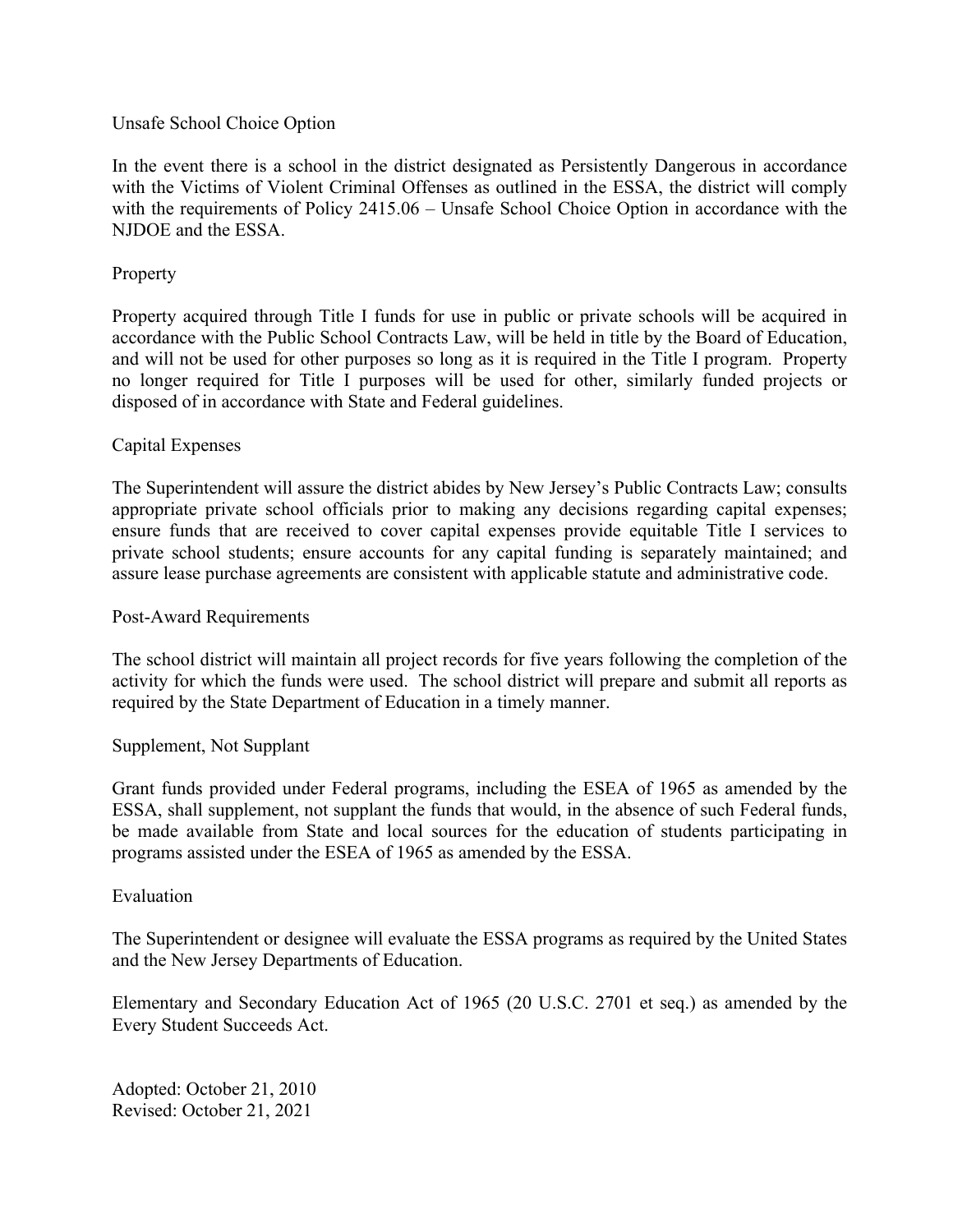Unsafe School Choice Option

In the event there is a school in the district designated as Persistently Dangerous in accordance with the Victims of Violent Criminal Offenses as outlined in the ESSA, the district will comply with the requirements of Policy 2415.06 – Unsafe School Choice Option in accordance with the NJDOE and the ESSA.

Property

Property acquired through Title I funds for use in public or private schools will be acquired in accordance with the Public School Contracts Law, will be held in title by the Board of Education, and will not be used for other purposes so long as it is required in the Title I program. Property no longer required for Title I purposes will be used for other, similarly funded projects or disposed of in accordance with State and Federal guidelines.

Capital Expenses

The Superintendent will assure the district abides by New Jersey's Public Contracts Law; consults appropriate private school officials prior to making any decisions regarding capital expenses; ensure funds that are received to cover capital expenses provide equitable Title I services to private school students; ensure accounts for any capital funding is separately maintained; and assure lease purchase agreements are consistent with applicable statute and administrative code.

Post-Award Requirements

The school district will maintain all project records for five years following the completion of the activity for which the funds were used. The school district will prepare and submit all reports as required by the State Department of Education in a timely manner.

Supplement, Not Supplant

Grant funds provided under Federal programs, including the ESEA of 1965 as amended by the ESSA, shall supplement, not supplant the funds that would, in the absence of such Federal funds, be made available from State and local sources for the education of students participating in programs assisted under the ESEA of 1965 as amended by the ESSA.

Evaluation

The Superintendent or designee will evaluate the ESSA programs as required by the United States and the New Jersey Departments of Education.

Elementary and Secondary Education Act of 1965 (20 U.S.C. 2701 et seq.) as amended by the Every Student Succeeds Act.

Adopted: October 21, 2010
Revised: October 21, 2021